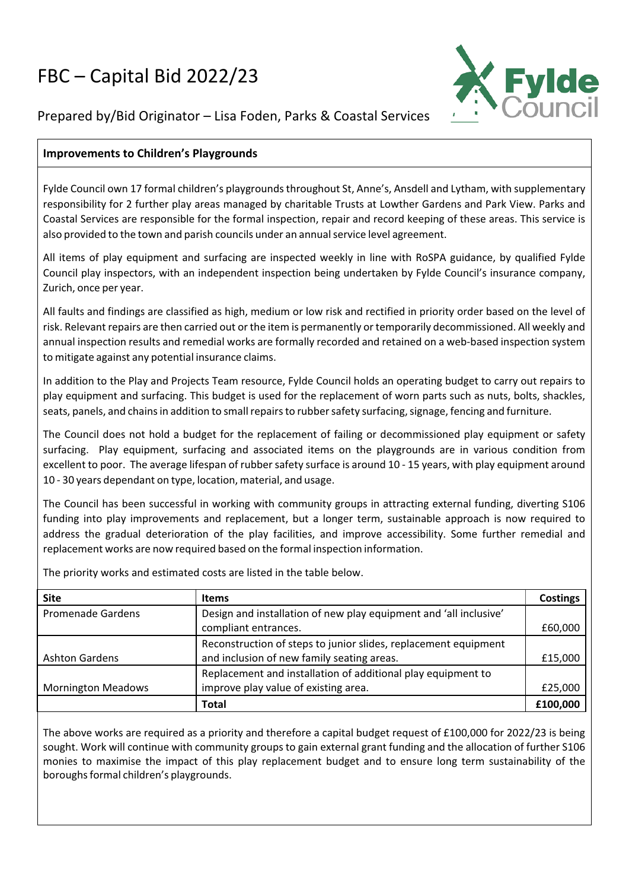# FBC – Capital Bid 2022/23

Prepared by/Bid Originator – Lisa Foden, Parks & Coastal Services

## Improvements to Children's Playgrounds

Fylde Council own 17 formal children's playgrounds throughout St, Anne's, Ansdell and Lytham, with supplementary responsibility for 2 further play areas managed by charitable Trusts at Lowther Gardens and Park View. Parks and Coastal Services are responsible for the formal inspection, repair and record keeping of these areas. This service is also provided to the town and parish councils under an annual service level agreement.

All items of play equipment and surfacing are inspected weekly in line with RoSPA guidance, by qualified Fylde Council play inspectors, with an independent inspection being undertaken by Fylde Council's insurance company, Zurich, once per year.

All faults and findings are classified as high, medium or low risk and rectified in priority order based on the level of risk. Relevant repairs are then carried out or the item is permanently or temporarily decommissioned. All weekly and annual inspection results and remedial works are formally recorded and retained on a web-based inspection system to mitigate against any potential insurance claims.

In addition to the Play and Projects Team resource, Fylde Council holds an operating budget to carry out repairs to play equipment and surfacing. This budget is used for the replacement of worn parts such as nuts, bolts, shackles, seats, panels, and chains in addition to small repairs to rubber safety surfacing, signage, fencing and furniture.

The Council does not hold a budget for the replacement of failing or decommissioned play equipment or safety surfacing. Play equipment, surfacing and associated items on the playgrounds are in various condition from excellent to poor. The average lifespan of rubber safety surface is around 10 - 15 years, with play equipment around 10 - 30 years dependant on type, location, material, and usage.

The Council has been successful in working with community groups in attracting external funding, diverting S106 funding into play improvements and replacement, but a longer term, sustainable approach is now required to address the gradual deterioration of the play facilities, and improve accessibility. Some further remedial and replacement works are now required based on the formal inspection information.

The priority works and estimated costs are listed in the table below.

| Site | Items | Costings |
|---|---|---|
| Promenade Gardens | Design and installation of new play equipment and 'all inclusive' compliant entrances. | £60,000 |
| Ashton Gardens | Reconstruction of steps to junior slides, replacement equipment and inclusion of new family seating areas. | £15,000 |
| Mornington Meadows | Replacement and installation of additional play equipment to improve play value of existing area. | £25,000 |
| | **Total** | **£100,000** |

The above works are required as a priority and therefore a capital budget request of £100,000 for 2022/23 is being sought. Work will continue with community groups to gain external grant funding and the allocation of further S106 monies to maximise the impact of this play replacement budget and to ensure long term sustainability of the boroughs formal children's playgrounds.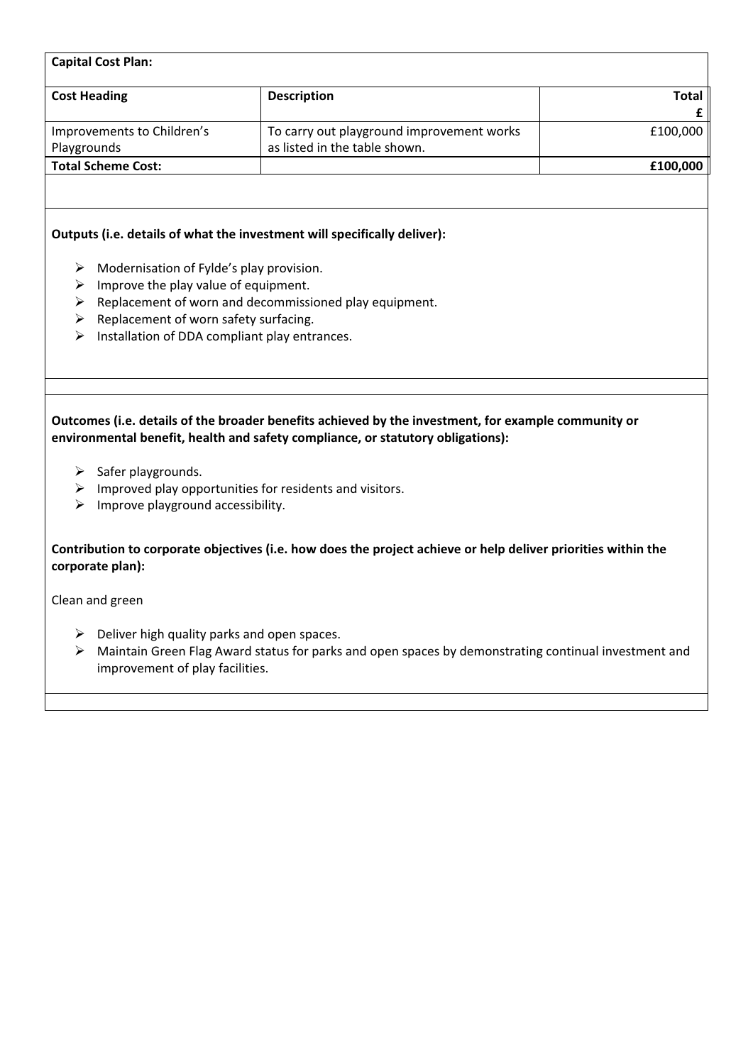**Capital Cost Plan:**

| Cost Heading | Description | Total £ |
|---|---|---|
| Improvements to Children's Playgrounds | To carry out playground improvement works as listed in the table shown. | £100,000 |
| **Total Scheme Cost:** | | **£100,000** |

**Outputs (i.e. details of what the investment will specifically deliver):**

- Modernisation of Fylde's play provision.
- Improve the play value of equipment.
- Replacement of worn and decommissioned play equipment.
- Replacement of worn safety surfacing.
- Installation of DDA compliant play entrances.

**Outcomes (i.e. details of the broader benefits achieved by the investment, for example community or environmental benefit, health and safety compliance, or statutory obligations):**

- Safer playgrounds.
- Improved play opportunities for residents and visitors.
- Improve playground accessibility.

**Contribution to corporate objectives (i.e. how does the project achieve or help deliver priorities within the corporate plan):**

Clean and green

- Deliver high quality parks and open spaces.
- Maintain Green Flag Award status for parks and open spaces by demonstrating continual investment and improvement of play facilities.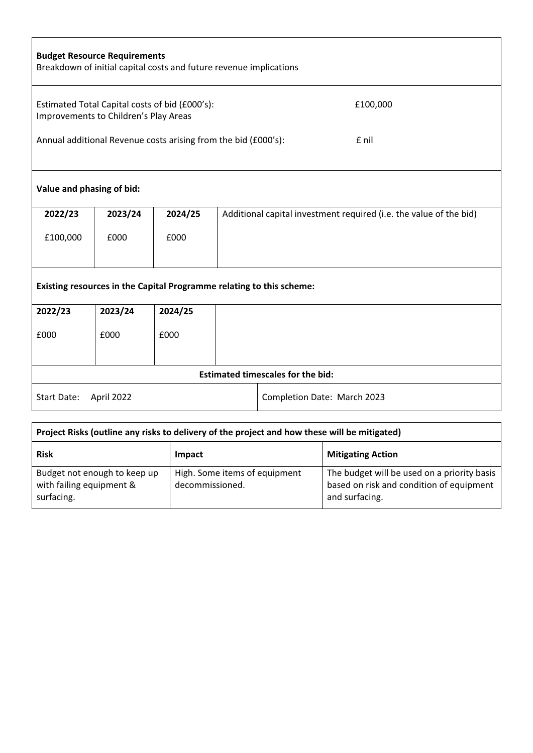**Budget Resource Requirements**
Breakdown of initial capital costs and future revenue implications

Estimated Total Capital costs of bid (£000's): £100,000
Improvements to Children's Play Areas

Annual additional Revenue costs arising from the bid (£000's): £ nil

**Value and phasing of bid:**

| 2022/23 | 2023/24 | 2024/25 | Additional capital investment required (i.e. the value of the bid) |
|---|---|---|---|
| £100,000 | £000 | £000 | |

**Existing resources in the Capital Programme relating to this scheme:**

| 2022/23 | 2023/24 | 2024/25 | |
|---|---|---|---|
| £000 | £000 | £000 | |

**Estimated timescales for the bid:**

| | |
|---|---|
| Start Date: April 2022 | Completion Date: March 2023 |

**Project Risks (outline any risks to delivery of the project and how these will be mitigated)**

| Risk | Impact | Mitigating Action |
|---|---|---|
| Budget not enough to keep up with failing equipment & surfacing. | High. Some items of equipment decommissioned. | The budget will be used on a priority basis based on risk and condition of equipment and surfacing. |